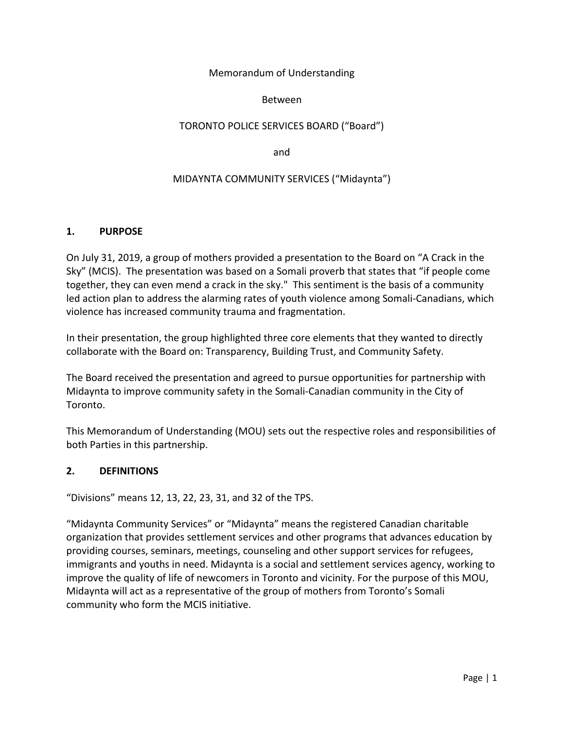Memorandum of Understanding

Between

TORONTO POLICE SERVICES BOARD ("Board")

and

MIDAYNTA COMMUNITY SERVICES ("Midaynta")

## 1. PURPOSE

On July 31, 2019, a group of mothers provided a presentation to the Board on "A Crack in the Sky" (MCIS). The presentation was based on a Somali proverb that states that "if people come together, they can even mend a crack in the sky." This sentiment is the basis of a community led action plan to address the alarming rates of youth violence among Somali-Canadians, which violence has increased community trauma and fragmentation.

In their presentation, the group highlighted three core elements that they wanted to directly collaborate with the Board on: Transparency, Building Trust, and Community Safety.

The Board received the presentation and agreed to pursue opportunities for partnership with Midaynta to improve community safety in the Somali-Canadian community in the City of Toronto.

This Memorandum of Understanding (MOU) sets out the respective roles and responsibilities of both Parties in this partnership.

## 2. DEFINITIONS

"Divisions" means 12, 13, 22, 23, 31, and 32 of the TPS.

"Midaynta Community Services" or "Midaynta" means the registered Canadian charitable organization that provides settlement services and other programs that advances education by providing courses, seminars, meetings, counseling and other support services for refugees, immigrants and youths in need. Midaynta is a social and settlement services agency, working to improve the quality of life of newcomers in Toronto and vicinity. For the purpose of this MOU, Midaynta will act as a representative of the group of mothers from Toronto's Somali community who form the MCIS initiative.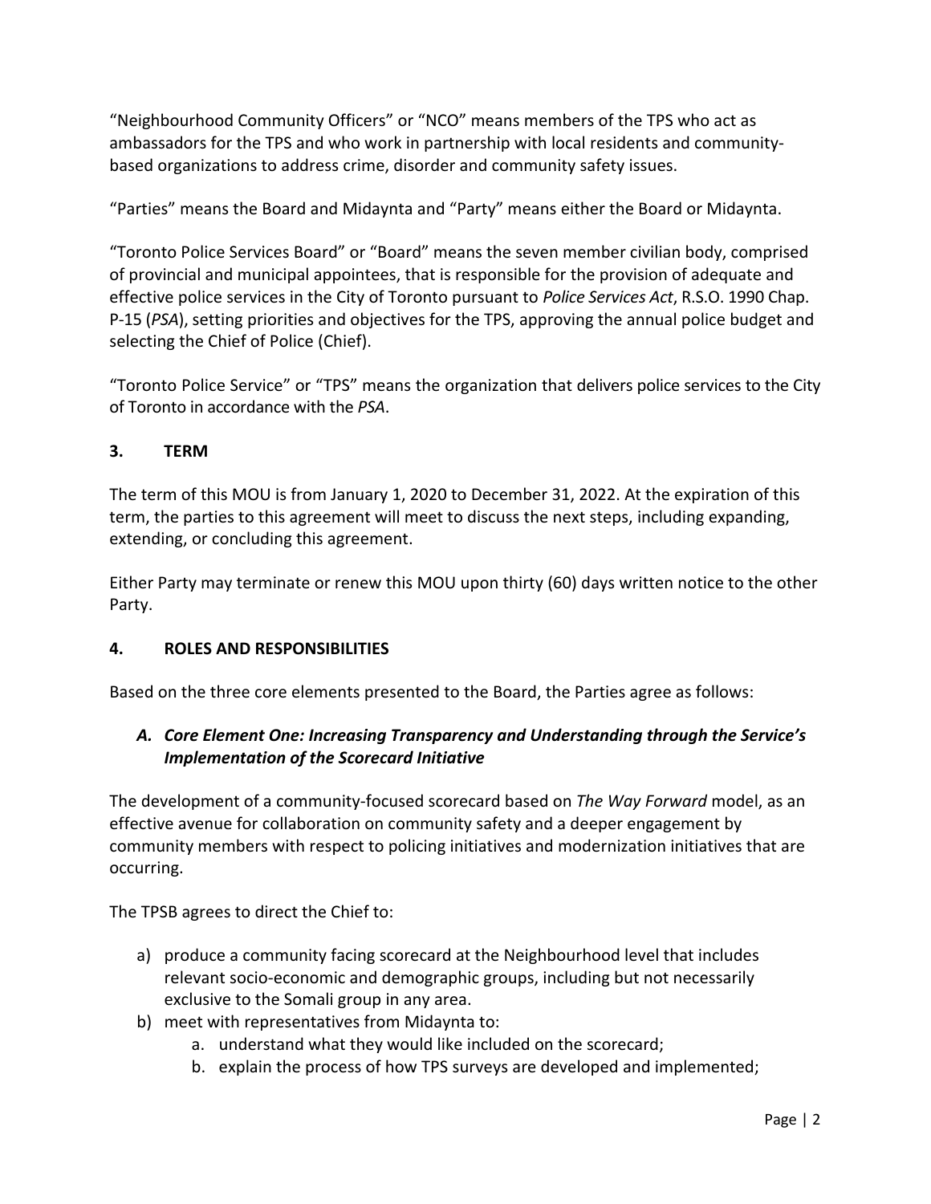"Neighbourhood Community Officers" or "NCO" means members of the TPS who act as ambassadors for the TPS and who work in partnership with local residents and community-based organizations to address crime, disorder and community safety issues.

"Parties" means the Board and Midaynta and "Party" means either the Board or Midaynta.

"Toronto Police Services Board" or "Board" means the seven member civilian body, comprised of provincial and municipal appointees, that is responsible for the provision of adequate and effective police services in the City of Toronto pursuant to *Police Services Act*, R.S.O. 1990 Chap. P-15 (*PSA*), setting priorities and objectives for the TPS, approving the annual police budget and selecting the Chief of Police (Chief).

"Toronto Police Service" or "TPS" means the organization that delivers police services to the City of Toronto in accordance with the *PSA*.

## 3. TERM

The term of this MOU is from January 1, 2020 to December 31, 2022. At the expiration of this term, the parties to this agreement will meet to discuss the next steps, including expanding, extending, or concluding this agreement.

Either Party may terminate or renew this MOU upon thirty (60) days written notice to the other Party.

## 4. ROLES AND RESPONSIBILITIES

Based on the three core elements presented to the Board, the Parties agree as follows:

### *A. Core Element One: Increasing Transparency and Understanding through the Service's Implementation of the Scorecard Initiative*

The development of a community-focused scorecard based on *The Way Forward* model, as an effective avenue for collaboration on community safety and a deeper engagement by community members with respect to policing initiatives and modernization initiatives that are occurring.

The TPSB agrees to direct the Chief to:

a) produce a community facing scorecard at the Neighbourhood level that includes relevant socio-economic and demographic groups, including but not necessarily exclusive to the Somali group in any area.
b) meet with representatives from Midaynta to:
    a. understand what they would like included on the scorecard;
    b. explain the process of how TPS surveys are developed and implemented;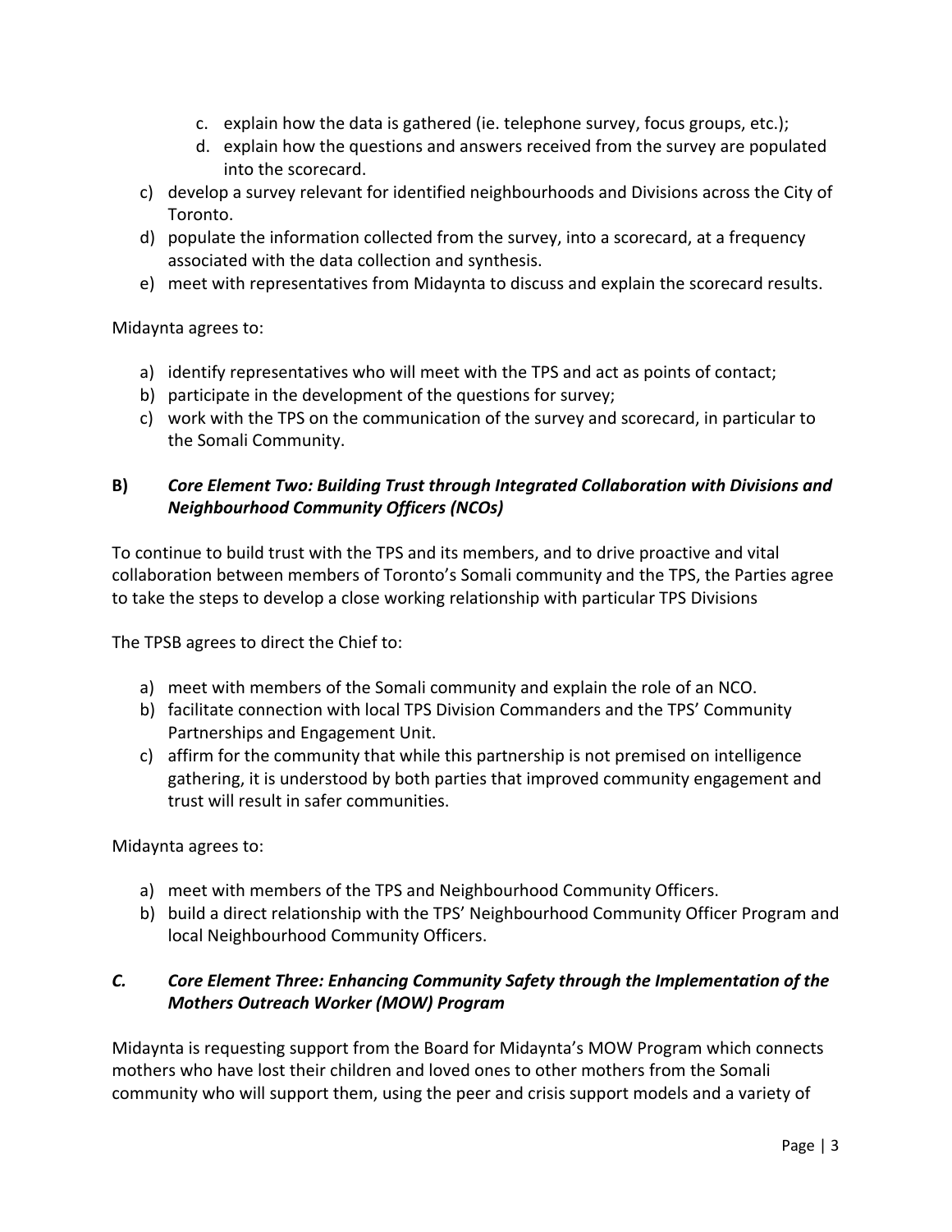c. explain how the data is gathered (ie. telephone survey, focus groups, etc.);
   d. explain how the questions and answers received from the survey are populated into the scorecard.

c) develop a survey relevant for identified neighbourhoods and Divisions across the City of Toronto.
d) populate the information collected from the survey, into a scorecard, at a frequency associated with the data collection and synthesis.
e) meet with representatives from Midaynta to discuss and explain the scorecard results.

Midaynta agrees to:

a) identify representatives who will meet with the TPS and act as points of contact;
b) participate in the development of the questions for survey;
c) work with the TPS on the communication of the survey and scorecard, in particular to the Somali Community.

### B) *Core Element Two: Building Trust through Integrated Collaboration with Divisions and Neighbourhood Community Officers (NCOs)*

To continue to build trust with the TPS and its members, and to drive proactive and vital collaboration between members of Toronto's Somali community and the TPS, the Parties agree to take the steps to develop a close working relationship with particular TPS Divisions

The TPSB agrees to direct the Chief to:

a) meet with members of the Somali community and explain the role of an NCO.
b) facilitate connection with local TPS Division Commanders and the TPS' Community Partnerships and Engagement Unit.
c) affirm for the community that while this partnership is not premised on intelligence gathering, it is understood by both parties that improved community engagement and trust will result in safer communities.

Midaynta agrees to:

a) meet with members of the TPS and Neighbourhood Community Officers.
b) build a direct relationship with the TPS' Neighbourhood Community Officer Program and local Neighbourhood Community Officers.

### *C. Core Element Three: Enhancing Community Safety through the Implementation of the Mothers Outreach Worker (MOW) Program*

Midaynta is requesting support from the Board for Midaynta's MOW Program which connects mothers who have lost their children and loved ones to other mothers from the Somali community who will support them, using the peer and crisis support models and a variety of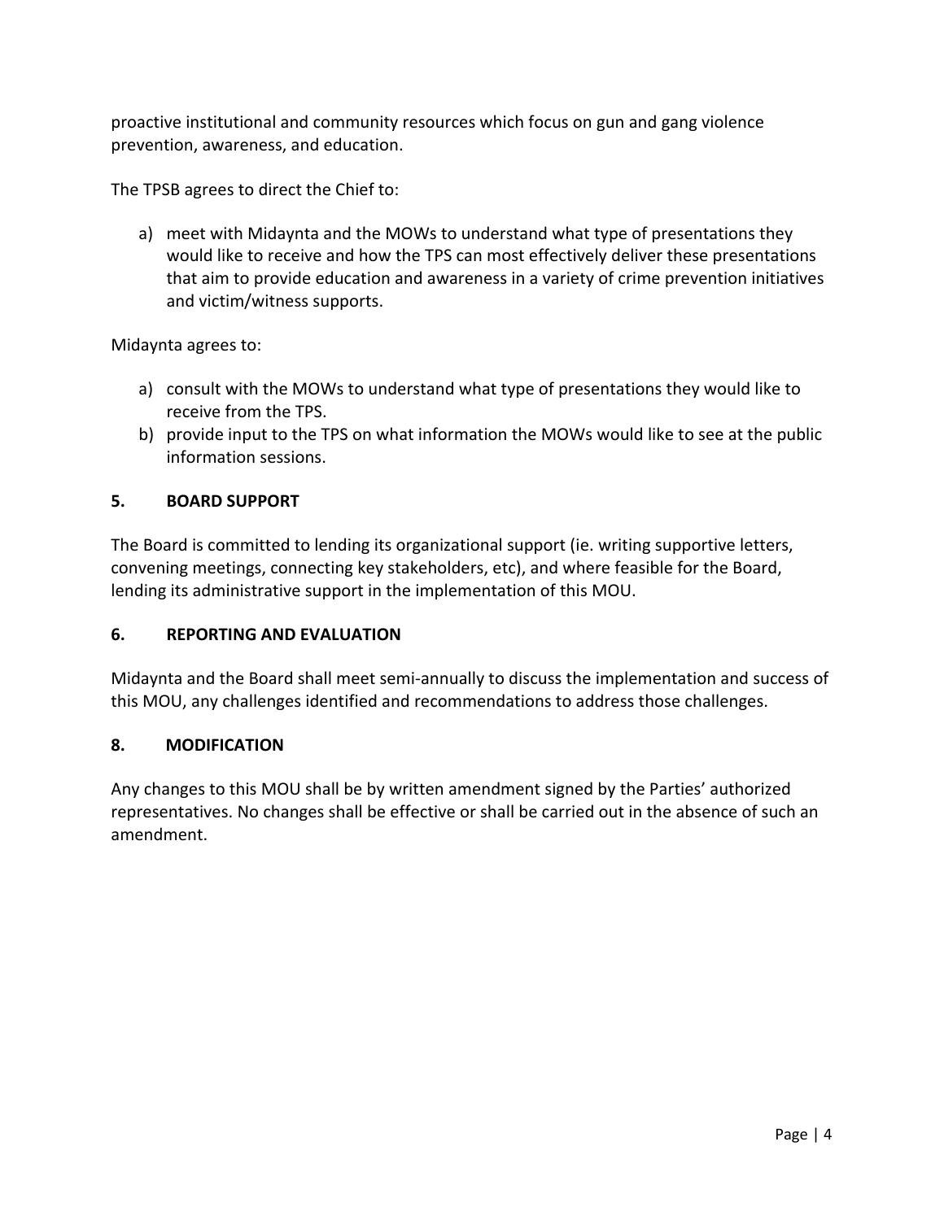proactive institutional and community resources which focus on gun and gang violence prevention, awareness, and education.

The TPSB agrees to direct the Chief to:

a) meet with Midaynta and the MOWs to understand what type of presentations they would like to receive and how the TPS can most effectively deliver these presentations that aim to provide education and awareness in a variety of crime prevention initiatives and victim/witness supports.

Midaynta agrees to:

a) consult with the MOWs to understand what type of presentations they would like to receive from the TPS.
b) provide input to the TPS on what information the MOWs would like to see at the public information sessions.

## 5. BOARD SUPPORT

The Board is committed to lending its organizational support (ie. writing supportive letters, convening meetings, connecting key stakeholders, etc), and where feasible for the Board, lending its administrative support in the implementation of this MOU.

## 6. REPORTING AND EVALUATION

Midaynta and the Board shall meet semi-annually to discuss the implementation and success of this MOU, any challenges identified and recommendations to address those challenges.

## 8. MODIFICATION

Any changes to this MOU shall be by written amendment signed by the Parties' authorized representatives. No changes shall be effective or shall be carried out in the absence of such an amendment.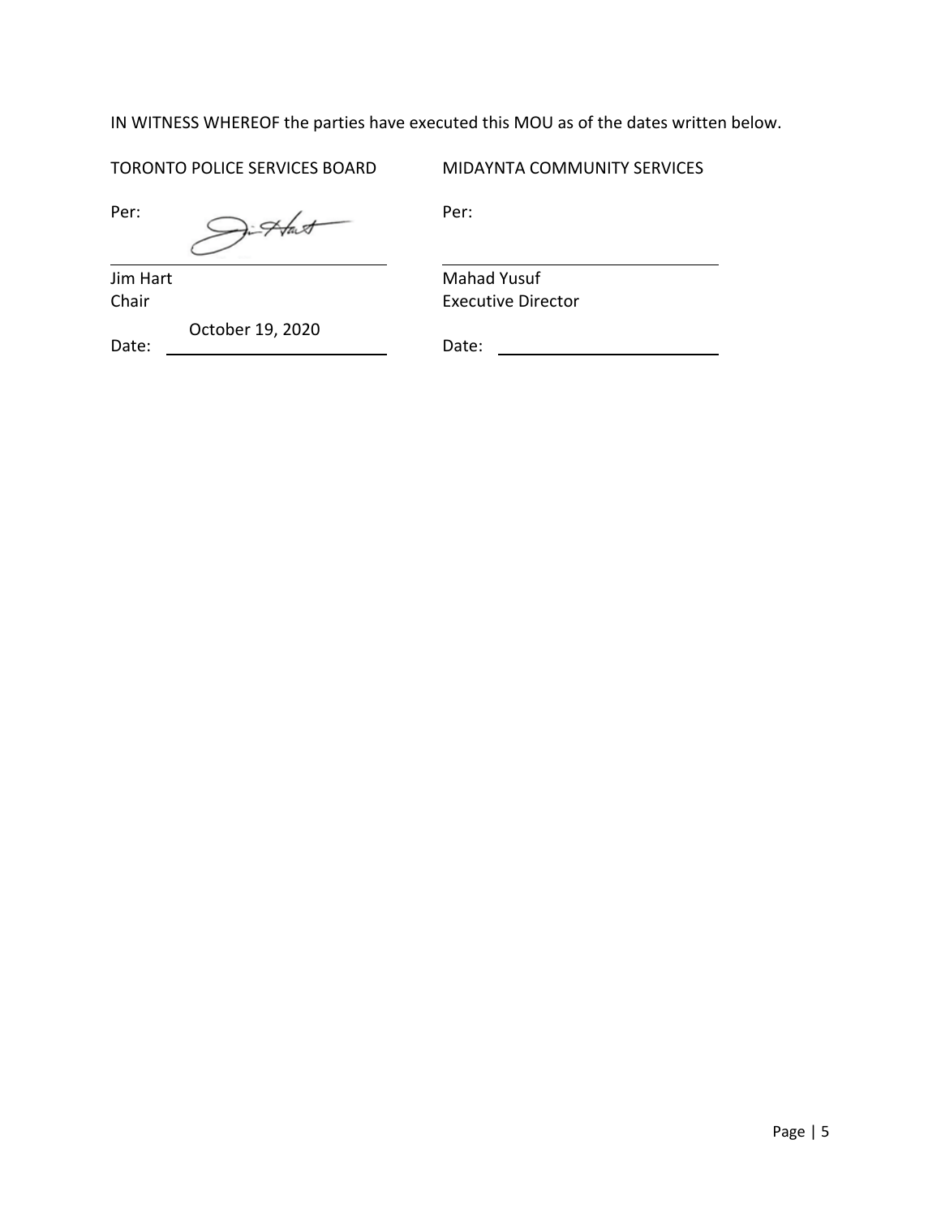IN WITNESS WHEREOF the parties have executed this MOU as of the dates written below.

| TORONTO POLICE SERVICES BOARD | MIDAYNTA COMMUNITY SERVICES |
| --- | --- |
| Per: | Per: |
| Jim Hart | Mahad Yusuf |
| Chair | Executive Director |
| Date: October 19, 2020 | Date: |